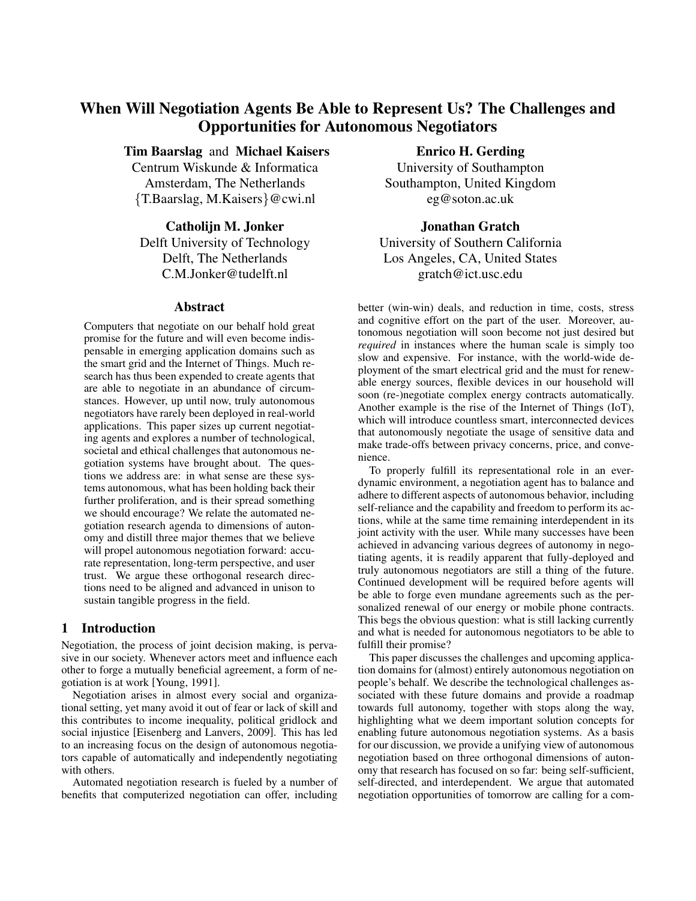# When Will Negotiation Agents Be Able to Represent Us? The Challenges and Opportunities for Autonomous Negotiators

**Tim Baarslag** and **Michael Kaisers**
Centrum Wiskunde & Informatica
Amsterdam, The Netherlands
{T.Baarslag, M.Kaisers}@cwi.nl

**Enrico H. Gerding**
University of Southampton
Southampton, United Kingdom
eg@soton.ac.uk

**Catholijn M. Jonker**
Delft University of Technology
Delft, The Netherlands
C.M.Jonker@tudelft.nl

**Jonathan Gratch**
University of Southern California
Los Angeles, CA, United States
gratch@ict.usc.edu

## Abstract

Computers that negotiate on our behalf hold great promise for the future and will even become indispensable in emerging application domains such as the smart grid and the Internet of Things. Much research has thus been expended to create agents that are able to negotiate in an abundance of circumstances. However, up until now, truly autonomous negotiators have rarely been deployed in real-world applications. This paper sizes up current negotiating agents and explores a number of technological, societal and ethical challenges that autonomous negotiation systems have brought about. The questions we address are: in what sense are these systems autonomous, what has been holding back their further proliferation, and is their spread something we should encourage? We relate the automated negotiation research agenda to dimensions of autonomy and distill three major themes that we believe will propel autonomous negotiation forward: accurate representation, long-term perspective, and user trust. We argue these orthogonal research directions need to be aligned and advanced in unison to sustain tangible progress in the field.

## 1 Introduction

Negotiation, the process of joint decision making, is pervasive in our society. Whenever actors meet and influence each other to forge a mutually beneficial agreement, a form of negotiation is at work [Young, 1991].

Negotiation arises in almost every social and organizational setting, yet many avoid it out of fear or lack of skill and this contributes to income inequality, political gridlock and social injustice [Eisenberg and Lanvers, 2009]. This has led to an increasing focus on the design of autonomous negotiators capable of automatically and independently negotiating with others.

Automated negotiation research is fueled by a number of benefits that computerized negotiation can offer, including better (win-win) deals, and reduction in time, costs, stress and cognitive effort on the part of the user. Moreover, autonomous negotiation will soon become not just desired but *required* in instances where the human scale is simply too slow and expensive. For instance, with the world-wide deployment of the smart electrical grid and the must for renewable energy sources, flexible devices in our household will soon (re-)negotiate complex energy contracts automatically. Another example is the rise of the Internet of Things (IoT), which will introduce countless smart, interconnected devices that autonomously negotiate the usage of sensitive data and make trade-offs between privacy concerns, price, and convenience.

To properly fulfill its representational role in an ever-dynamic environment, a negotiation agent has to balance and adhere to different aspects of autonomous behavior, including self-reliance and the capability and freedom to perform its actions, while at the same time remaining interdependent in its joint activity with the user. While many successes have been achieved in advancing various degrees of autonomy in negotiating agents, it is readily apparent that fully-deployed and truly autonomous negotiators are still a thing of the future. Continued development will be required before agents will be able to forge even mundane agreements such as the personalized renewal of our energy or mobile phone contracts. This begs the obvious question: what is still lacking currently and what is needed for autonomous negotiators to be able to fulfill their promise?

This paper discusses the challenges and upcoming application domains for (almost) entirely autonomous negotiation on people's behalf. We describe the technological challenges associated with these future domains and provide a roadmap towards full autonomy, together with stops along the way, highlighting what we deem important solution concepts for enabling future autonomous negotiation systems. As a basis for our discussion, we provide a unifying view of autonomous negotiation based on three orthogonal dimensions of autonomy that research has focused on so far: being self-sufficient, self-directed, and interdependent. We argue that automated negotiation opportunities of tomorrow are calling for a com-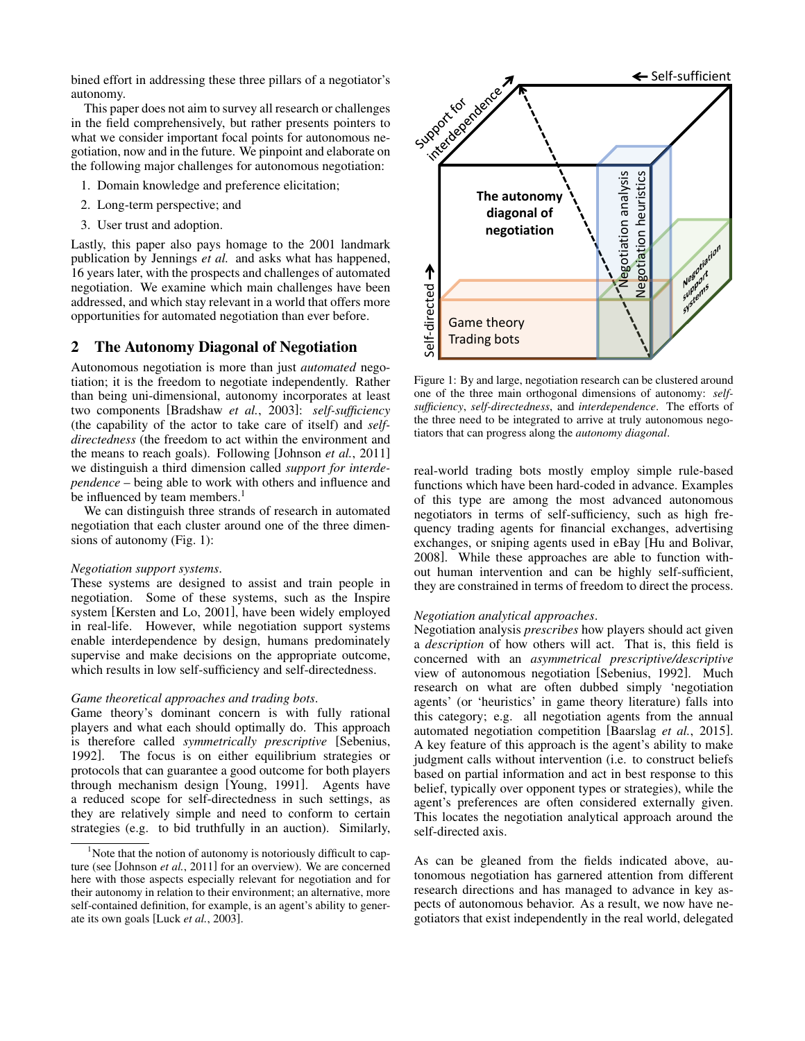bined effort in addressing these three pillars of a negotiator's autonomy.

This paper does not aim to survey all research or challenges in the field comprehensively, but rather presents pointers to what we consider important focal points for autonomous negotiation, now and in the future. We pinpoint and elaborate on the following major challenges for autonomous negotiation:

1. Domain knowledge and preference elicitation;
2. Long-term perspective; and
3. User trust and adoption.

Lastly, this paper also pays homage to the 2001 landmark publication by Jennings *et al.* and asks what has happened, 16 years later, with the prospects and challenges of automated negotiation. We examine which main challenges have been addressed, and which stay relevant in a world that offers more opportunities for automated negotiation than ever before.

## 2 The Autonomy Diagonal of Negotiation

Autonomous negotiation is more than just *automated* negotiation; it is the freedom to negotiate independently. Rather than being uni-dimensional, autonomy incorporates at least two components [Bradshaw *et al.*, 2003]: *self-sufficiency* (the capability of the actor to take care of itself) and *self-directedness* (the freedom to act within the environment and the means to reach goals). Following [Johnson *et al.*, 2011] we distinguish a third dimension called *support for interdependence* – being able to work with others and influence and be influenced by team members.[1]

We can distinguish three strands of research in automated negotiation that each cluster around one of the three dimensions of autonomy (Fig. 1):

*Negotiation support systems*.
These systems are designed to assist and train people in negotiation. Some of these systems, such as the Inspire system [Kersten and Lo, 2001], have been widely employed in real-life. However, while negotiation support systems enable interdependence by design, humans predominately supervise and make decisions on the appropriate outcome, which results in low self-sufficiency and self-directedness.

*Game theoretical approaches and trading bots*.
Game theory's dominant concern is with fully rational players and what each should optimally do. This approach is therefore called *symmetrically prescriptive* [Sebenius, 1992]. The focus is on either equilibrium strategies or protocols that can guarantee a good outcome for both players through mechanism design [Young, 1991]. Agents have a reduced scope for self-directedness in such settings, as they are relatively simple and need to conform to certain strategies (e.g. to bid truthfully in an auction). Similarly, real-world trading bots mostly employ simple rule-based functions which have been hard-coded in advance. Examples of this type are among the most advanced autonomous negotiators in terms of self-sufficiency, such as high frequency trading agents for financial exchanges, advertising exchanges, or sniping agents used in eBay [Hu and Bolivar, 2008]. While these approaches are able to function without human intervention and can be highly self-sufficient, they are constrained in terms of freedom to direct the process.

Figure 1: By and large, negotiation research can be clustered around one of the three main orthogonal dimensions of autonomy: *self-sufficiency*, *self-directedness*, and *interdependence*. The efforts of the three need to be integrated to arrive at truly autonomous negotiators that can progress along the *autonomy diagonal*.

*Negotiation analytical approaches*.
Negotiation analysis *prescribes* how players should act given a *description* of how others will act. That is, this field is concerned with an *asymmetrical prescriptive/descriptive* view of autonomous negotiation [Sebenius, 1992]. Much research on what are often dubbed simply 'negotiation agents' (or 'heuristics' in game theory literature) falls into this category; e.g. all negotiation agents from the annual automated negotiation competition [Baarslag *et al.*, 2015]. A key feature of this approach is the agent's ability to make judgment calls without intervention (i.e. to construct beliefs based on partial information and act in best response to this belief, typically over opponent types or strategies), while the agent's preferences are often considered externally given. This locates the negotiation analytical approach around the self-directed axis.

As can be gleaned from the fields indicated above, autonomous negotiation has garnered attention from different research directions and has managed to advance in key aspects of autonomous behavior. As a result, we now have negotiators that exist independently in the real world, delegated

[1] Note that the notion of autonomy is notoriously difficult to capture (see [Johnson *et al.*, 2011] for an overview). We are concerned here with those aspects especially relevant for negotiation and for their autonomy in relation to their environment; an alternative, more self-contained definition, for example, is an agent's ability to generate its own goals [Luck *et al.*, 2003].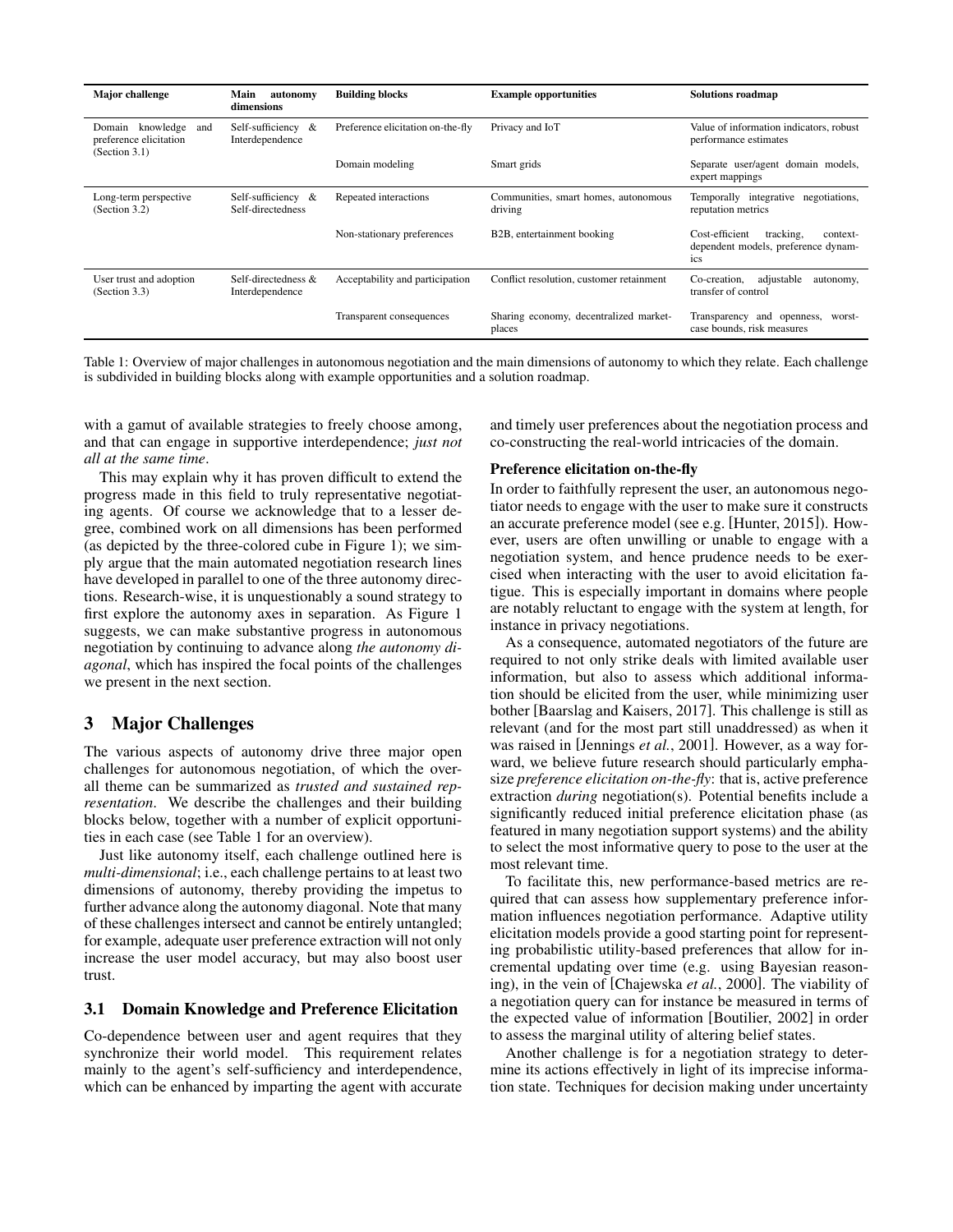| Major challenge | Main autonomy dimensions | Building blocks | Example opportunities | Solutions roadmap |
|---|---|---|---|---|
| Domain knowledge and preference elicitation (Section 3.1) | Self-sufficiency & Interdependence | Preference elicitation on-the-fly | Privacy and IoT | Value of information indicators, robust performance estimates |
| | | Domain modeling | Smart grids | Separate user/agent domain models, expert mappings |
| Long-term perspective (Section 3.2) | Self-sufficiency & Self-directedness | Repeated interactions | Communities, smart homes, autonomous driving | Temporally integrative negotiations, reputation metrics |
| | | Non-stationary preferences | B2B, entertainment booking | Cost-efficient tracking, context-dependent models, preference dynamics |
| User trust and adoption (Section 3.3) | Self-directedness & Interdependence | Acceptability and participation | Conflict resolution, customer retainment | Co-creation, adjustable autonomy, transfer of control |
| | | Transparent consequences | Sharing economy, decentralized marketplaces | Transparency and openness, worst-case bounds, risk measures |

Table 1: Overview of major challenges in autonomous negotiation and the main dimensions of autonomy to which they relate. Each challenge is subdivided in building blocks along with example opportunities and a solution roadmap.

with a gamut of available strategies to freely choose among, and that can engage in supportive interdependence; *just not all at the same time*.

This may explain why it has proven difficult to extend the progress made in this field to truly representative negotiating agents. Of course we acknowledge that to a lesser degree, combined work on all dimensions has been performed (as depicted by the three-colored cube in Figure 1); we simply argue that the main automated negotiation research lines have developed in parallel to one of the three autonomy directions. Research-wise, it is unquestionably a sound strategy to first explore the autonomy axes in separation. As Figure 1 suggests, we can make substantive progress in autonomous negotiation by continuing to advance along *the autonomy diagonal*, which has inspired the focal points of the challenges we present in the next section.

## 3 Major Challenges

The various aspects of autonomy drive three major open challenges for autonomous negotiation, of which the overall theme can be summarized as *trusted and sustained representation*. We describe the challenges and their building blocks below, together with a number of explicit opportunities in each case (see Table 1 for an overview).

Just like autonomy itself, each challenge outlined here is *multi-dimensional*; i.e., each challenge pertains to at least two dimensions of autonomy, thereby providing the impetus to further advance along the autonomy diagonal. Note that many of these challenges intersect and cannot be entirely untangled; for example, adequate user preference extraction will not only increase the user model accuracy, but may also boost user trust.

### 3.1 Domain Knowledge and Preference Elicitation

Co-dependence between user and agent requires that they synchronize their world model. This requirement relates mainly to the agent's self-sufficiency and interdependence, which can be enhanced by imparting the agent with accurate and timely user preferences about the negotiation process and co-constructing the real-world intricacies of the domain.

#### Preference elicitation on-the-fly

In order to faithfully represent the user, an autonomous negotiator needs to engage with the user to make sure it constructs an accurate preference model (see e.g. [Hunter, 2015]). However, users are often unwilling or unable to engage with a negotiation system, and hence prudence needs to be exercised when interacting with the user to avoid elicitation fatigue. This is especially important in domains where people are notably reluctant to engage with the system at length, for instance in privacy negotiations.

As a consequence, automated negotiators of the future are required to not only strike deals with limited available user information, but also to assess which additional information should be elicited from the user, while minimizing user bother [Baarslag and Kaisers, 2017]. This challenge is still as relevant (and for the most part still unaddressed) as when it was raised in [Jennings *et al.*, 2001]. However, as a way forward, we believe future research should particularly emphasize *preference elicitation on-the-fly*: that is, active preference extraction *during* negotiation(s). Potential benefits include a significantly reduced initial preference elicitation phase (as featured in many negotiation support systems) and the ability to select the most informative query to pose to the user at the most relevant time.

To facilitate this, new performance-based metrics are required that can assess how supplementary preference information influences negotiation performance. Adaptive utility elicitation models provide a good starting point for representing probabilistic utility-based preferences that allow for incremental updating over time (e.g. using Bayesian reasoning), in the vein of [Chajewska *et al.*, 2000]. The viability of a negotiation query can for instance be measured in terms of the expected value of information [Boutilier, 2002] in order to assess the marginal utility of altering belief states.

Another challenge is for a negotiation strategy to determine its actions effectively in light of its imprecise information state. Techniques for decision making under uncertainty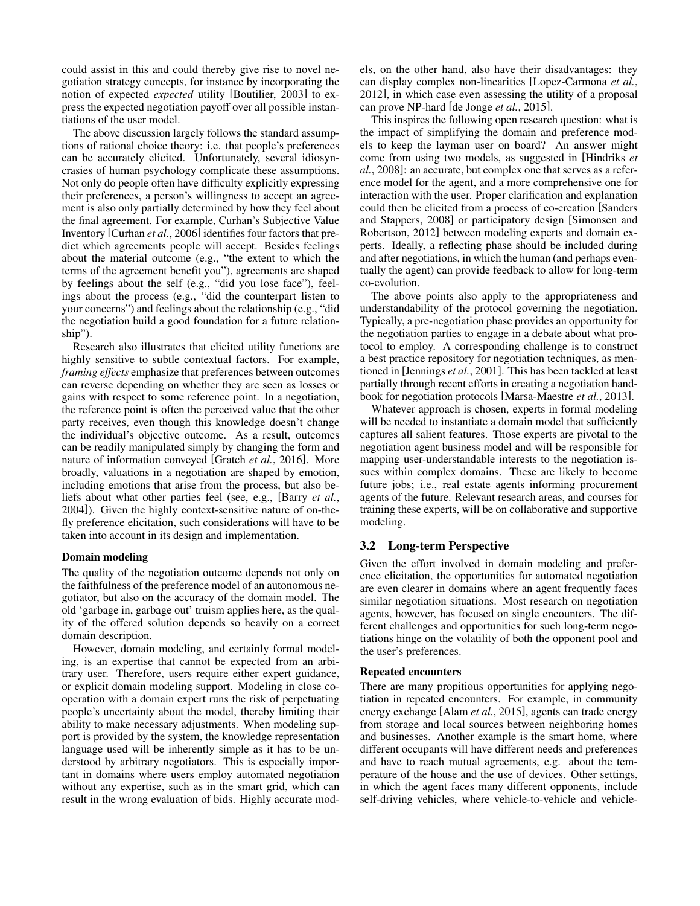could assist in this and could thereby give rise to novel negotiation strategy concepts, for instance by incorporating the notion of expected *expected* utility [Boutilier, 2003] to express the expected negotiation payoff over all possible instantiations of the user model.

The above discussion largely follows the standard assumptions of rational choice theory: i.e. that people's preferences can be accurately elicited. Unfortunately, several idiosyncrasies of human psychology complicate these assumptions. Not only do people often have difficulty explicitly expressing their preferences, a person's willingness to accept an agreement is also only partially determined by how they feel about the final agreement. For example, Curhan's Subjective Value Inventory [Curhan *et al.*, 2006] identifies four factors that predict which agreements people will accept. Besides feelings about the material outcome (e.g., "the extent to which the terms of the agreement benefit you"), agreements are shaped by feelings about the self (e.g., "did you lose face"), feelings about the process (e.g., "did the counterpart listen to your concerns") and feelings about the relationship (e.g., "did the negotiation build a good foundation for a future relationship").

Research also illustrates that elicited utility functions are highly sensitive to subtle contextual factors. For example, *framing effects* emphasize that preferences between outcomes can reverse depending on whether they are seen as losses or gains with respect to some reference point. In a negotiation, the reference point is often the perceived value that the other party receives, even though this knowledge doesn't change the individual's objective outcome. As a result, outcomes can be readily manipulated simply by changing the form and nature of information conveyed [Gratch *et al.*, 2016]. More broadly, valuations in a negotiation are shaped by emotion, including emotions that arise from the process, but also beliefs about what other parties feel (see, e.g., [Barry *et al.*, 2004]). Given the highly context-sensitive nature of on-the-fly preference elicitation, such considerations will have to be taken into account in its design and implementation.

**Domain modeling**

The quality of the negotiation outcome depends not only on the faithfulness of the preference model of an autonomous negotiator, but also on the accuracy of the domain model. The old 'garbage in, garbage out' truism applies here, as the quality of the offered solution depends so heavily on a correct domain description.

However, domain modeling, and certainly formal modeling, is an expertise that cannot be expected from an arbitrary user. Therefore, users require either expert guidance, or explicit domain modeling support. Modeling in close cooperation with a domain expert runs the risk of perpetuating people's uncertainty about the model, thereby limiting their ability to make necessary adjustments. When modeling support is provided by the system, the knowledge representation language used will be inherently simple as it has to be understood by arbitrary negotiators. This is especially important in domains where users employ automated negotiation without any expertise, such as in the smart grid, which can result in the wrong evaluation of bids. Highly accurate models, on the other hand, also have their disadvantages: they can display complex non-linearities [Lopez-Carmona *et al.*, 2012], in which case even assessing the utility of a proposal can prove NP-hard [de Jonge *et al.*, 2015].

This inspires the following open research question: what is the impact of simplifying the domain and preference models to keep the layman user on board? An answer might come from using two models, as suggested in [Hindriks *et al.*, 2008]: an accurate, but complex one that serves as a reference model for the agent, and a more comprehensive one for interaction with the user. Proper clarification and explanation could then be elicited from a process of co-creation [Sanders and Stappers, 2008] or participatory design [Simonsen and Robertson, 2012] between modeling experts and domain experts. Ideally, a reflecting phase should be included during and after negotiations, in which the human (and perhaps eventually the agent) can provide feedback to allow for long-term co-evolution.

The above points also apply to the appropriateness and understandability of the protocol governing the negotiation. Typically, a pre-negotiation phase provides an opportunity for the negotiation parties to engage in a debate about what protocol to employ. A corresponding challenge is to construct a best practice repository for negotiation techniques, as mentioned in [Jennings *et al.*, 2001]. This has been tackled at least partially through recent efforts in creating a negotiation handbook for negotiation protocols [Marsa-Maestre *et al.*, 2013].

Whatever approach is chosen, experts in formal modeling will be needed to instantiate a domain model that sufficiently captures all salient features. Those experts are pivotal to the negotiation agent business model and will be responsible for mapping user-understandable interests to the negotiation issues within complex domains. These are likely to become future jobs; i.e., real estate agents informing procurement agents of the future. Relevant research areas, and courses for training these experts, will be on collaborative and supportive modeling.

## 3.2 Long-term Perspective

Given the effort involved in domain modeling and preference elicitation, the opportunities for automated negotiation are even clearer in domains where an agent frequently faces similar negotiation situations. Most research on negotiation agents, however, has focused on single encounters. The different challenges and opportunities for such long-term negotiations hinge on the volatility of both the opponent pool and the user's preferences.

**Repeated encounters**

There are many propitious opportunities for applying negotiation in repeated encounters. For example, in community energy exchange [Alam *et al.*, 2015], agents can trade energy from storage and local sources between neighboring homes and businesses. Another example is the smart home, where different occupants will have different needs and preferences and have to reach mutual agreements, e.g. about the temperature of the house and the use of devices. Other settings, in which the agent faces many different opponents, include self-driving vehicles, where vehicle-to-vehicle and vehicle-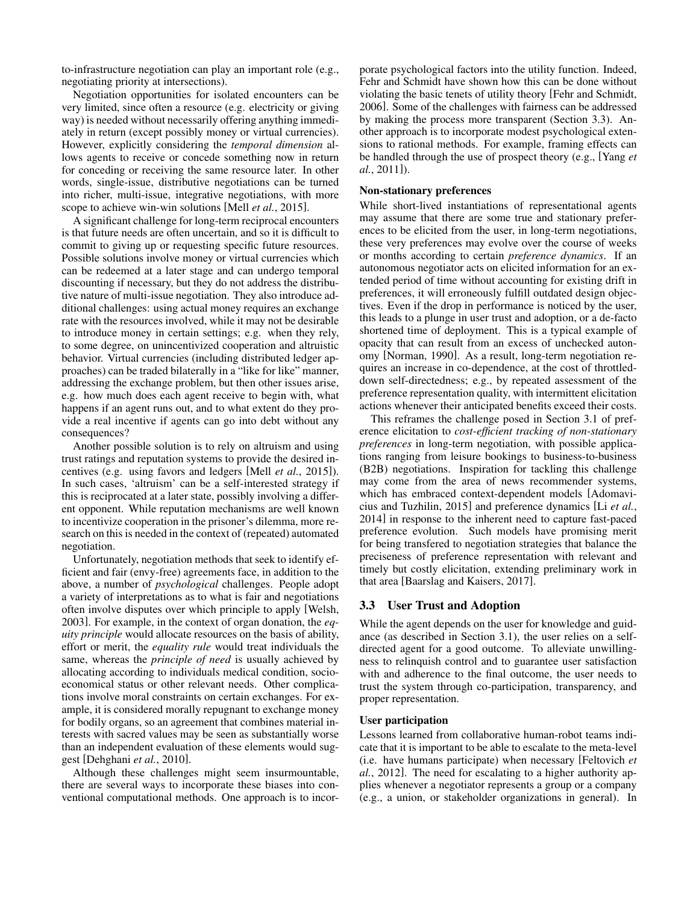to-infrastructure negotiation can play an important role (e.g., negotiating priority at intersections).

Negotiation opportunities for isolated encounters can be very limited, since often a resource (e.g. electricity or giving way) is needed without necessarily offering anything immediately in return (except possibly money or virtual currencies). However, explicitly considering the *temporal dimension* allows agents to receive or concede something now in return for conceding or receiving the same resource later. In other words, single-issue, distributive negotiations can be turned into richer, multi-issue, integrative negotiations, with more scope to achieve win-win solutions [Mell *et al.*, 2015].

A significant challenge for long-term reciprocal encounters is that future needs are often uncertain, and so it is difficult to commit to giving up or requesting specific future resources. Possible solutions involve money or virtual currencies which can be redeemed at a later stage and can undergo temporal discounting if necessary, but they do not address the distributive nature of multi-issue negotiation. They also introduce additional challenges: using actual money requires an exchange rate with the resources involved, while it may not be desirable to introduce money in certain settings; e.g. when they rely, to some degree, on unincentivized cooperation and altruistic behavior. Virtual currencies (including distributed ledger approaches) can be traded bilaterally in a "like for like" manner, addressing the exchange problem, but then other issues arise, e.g. how much does each agent receive to begin with, what happens if an agent runs out, and to what extent do they provide a real incentive if agents can go into debt without any consequences?

Another possible solution is to rely on altruism and using trust ratings and reputation systems to provide the desired incentives (e.g. using favors and ledgers [Mell *et al.*, 2015]). In such cases, 'altruism' can be a self-interested strategy if this is reciprocated at a later state, possibly involving a different opponent. While reputation mechanisms are well known to incentivize cooperation in the prisoner's dilemma, more research on this is needed in the context of (repeated) automated negotiation.

Unfortunately, negotiation methods that seek to identify efficient and fair (envy-free) agreements face, in addition to the above, a number of *psychological* challenges. People adopt a variety of interpretations as to what is fair and negotiations often involve disputes over which principle to apply [Welsh, 2003]. For example, in the context of organ donation, the *equity principle* would allocate resources on the basis of ability, effort or merit, the *equality rule* would treat individuals the same, whereas the *principle of need* is usually achieved by allocating according to individuals medical condition, socio-economical status or other relevant needs. Other complications involve moral constraints on certain exchanges. For example, it is considered morally repugnant to exchange money for bodily organs, so an agreement that combines material interests with sacred values may be seen as substantially worse than an independent evaluation of these elements would suggest [Dehghani *et al.*, 2010].

Although these challenges might seem insurmountable, there are several ways to incorporate these biases into conventional computational methods. One approach is to incorporate psychological factors into the utility function. Indeed, Fehr and Schmidt have shown how this can be done without violating the basic tenets of utility theory [Fehr and Schmidt, 2006]. Some of the challenges with fairness can be addressed by making the process more transparent (Section 3.3). Another approach is to incorporate modest psychological extensions to rational methods. For example, framing effects can be handled through the use of prospect theory (e.g., [Yang *et al.*, 2011]).

**Non-stationary preferences**

While short-lived instantiations of representational agents may assume that there are some true and stationary preferences to be elicited from the user, in long-term negotiations, these very preferences may evolve over the course of weeks or months according to certain *preference dynamics*. If an autonomous negotiator acts on elicited information for an extended period of time without accounting for existing drift in preferences, it will erroneously fulfill outdated design objectives. Even if the drop in performance is noticed by the user, this leads to a plunge in user trust and adoption, or a de-facto shortened time of deployment. This is a typical example of opacity that can result from an excess of unchecked autonomy [Norman, 1990]. As a result, long-term negotiation requires an increase in co-dependence, at the cost of throttled-down self-directedness; e.g., by repeated assessment of the preference representation quality, with intermittent elicitation actions whenever their anticipated benefits exceed their costs.

This reframes the challenge posed in Section 3.1 of preference elicitation to *cost-efficient tracking of non-stationary preferences* in long-term negotiation, with possible applications ranging from leisure bookings to business-to-business (B2B) negotiations. Inspiration for tackling this challenge may come from the area of news recommender systems, which has embraced context-dependent models [Adomavicius and Tuzhilin, 2015] and preference dynamics [Li *et al.*, 2014] in response to the inherent need to capture fast-paced preference evolution. Such models have promising merit for being transfered to negotiation strategies that balance the preciseness of preference representation with relevant and timely but costly elicitation, extending preliminary work in that area [Baarslag and Kaisers, 2017].

## 3.3 User Trust and Adoption

While the agent depends on the user for knowledge and guidance (as described in Section 3.1), the user relies on a self-directed agent for a good outcome. To alleviate unwillingness to relinquish control and to guarantee user satisfaction with and adherence to the final outcome, the user needs to trust the system through co-participation, transparency, and proper representation.

**User participation**

Lessons learned from collaborative human-robot teams indicate that it is important to be able to escalate to the meta-level (i.e. have humans participate) when necessary [Feltovich *et al.*, 2012]. The need for escalating to a higher authority applies whenever a negotiator represents a group or a company (e.g., a union, or stakeholder organizations in general). In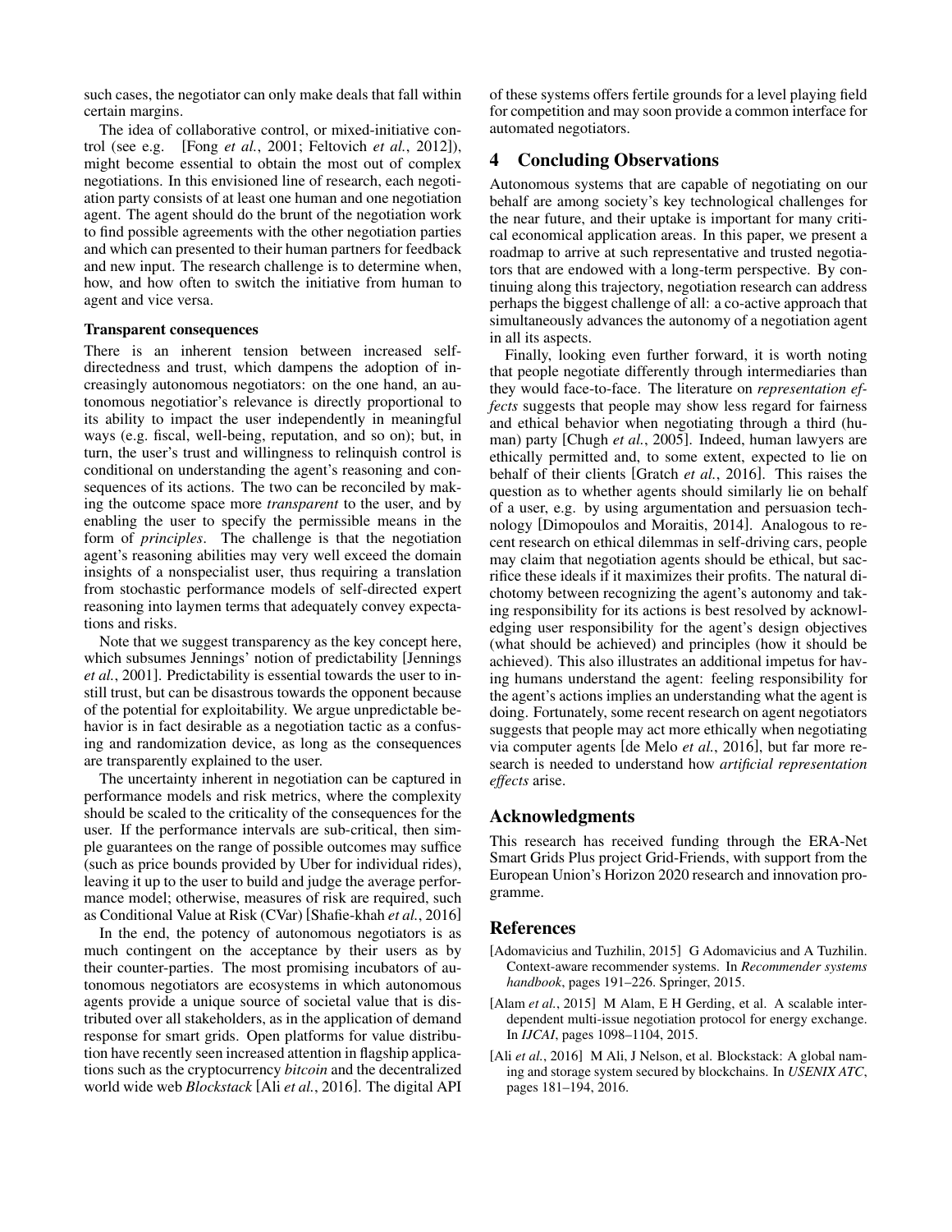such cases, the negotiator can only make deals that fall within certain margins.

The idea of collaborative control, or mixed-initiative control (see e.g. [Fong *et al.*, 2001; Feltovich *et al.*, 2012]), might become essential to obtain the most out of complex negotiations. In this envisioned line of research, each negotiation party consists of at least one human and one negotiation agent. The agent should do the brunt of the negotiation work to find possible agreements with the other negotiation parties and which can presented to their human partners for feedback and new input. The research challenge is to determine when, how, and how often to switch the initiative from human to agent and vice versa.

**Transparent consequences**

There is an inherent tension between increased self-directedness and trust, which dampens the adoption of increasingly autonomous negotiators: on the one hand, an autonomous negotiatior's relevance is directly proportional to its ability to impact the user independently in meaningful ways (e.g. fiscal, well-being, reputation, and so on); but, in turn, the user's trust and willingness to relinquish control is conditional on understanding the agent's reasoning and consequences of its actions. The two can be reconciled by making the outcome space more *transparent* to the user, and by enabling the user to specify the permissible means in the form of *principles*. The challenge is that the negotiation agent's reasoning abilities may very well exceed the domain insights of a nonspecialist user, thus requiring a translation from stochastic performance models of self-directed expert reasoning into laymen terms that adequately convey expectations and risks.

Note that we suggest transparency as the key concept here, which subsumes Jennings' notion of predictability [Jennings *et al.*, 2001]. Predictability is essential towards the user to instill trust, but can be disastrous towards the opponent because of the potential for exploitability. We argue unpredictable behavior is in fact desirable as a negotiation tactic as a confusing and randomization device, as long as the consequences are transparently explained to the user.

The uncertainty inherent in negotiation can be captured in performance models and risk metrics, where the complexity should be scaled to the criticality of the consequences for the user. If the performance intervals are sub-critical, then simple guarantees on the range of possible outcomes may suffice (such as price bounds provided by Uber for individual rides), leaving it up to the user to build and judge the average performance model; otherwise, measures of risk are required, such as Conditional Value at Risk (CVar) [Shafie-khah *et al.*, 2016]

In the end, the potency of autonomous negotiators is as much contingent on the acceptance by their users as by their counter-parties. The most promising incubators of autonomous negotiators are ecosystems in which autonomous agents provide a unique source of societal value that is distributed over all stakeholders, as in the application of demand response for smart grids. Open platforms for value distribution have recently seen increased attention in flagship applications such as the cryptocurrency *bitcoin* and the decentralized world wide web *Blockstack* [Ali *et al.*, 2016]. The digital API of these systems offers fertile grounds for a level playing field for competition and may soon provide a common interface for automated negotiators.

## 4 Concluding Observations

Autonomous systems that are capable of negotiating on our behalf are among society's key technological challenges for the near future, and their uptake is important for many critical economical application areas. In this paper, we present a roadmap to arrive at such representative and trusted negotiators that are endowed with a long-term perspective. By continuing along this trajectory, negotiation research can address perhaps the biggest challenge of all: a co-active approach that simultaneously advances the autonomy of a negotiation agent in all its aspects.

Finally, looking even further forward, it is worth noting that people negotiate differently through intermediaries than they would face-to-face. The literature on *representation effects* suggests that people may show less regard for fairness and ethical behavior when negotiating through a third (human) party [Chugh *et al.*, 2005]. Indeed, human lawyers are ethically permitted and, to some extent, expected to lie on behalf of their clients [Gratch *et al.*, 2016]. This raises the question as to whether agents should similarly lie on behalf of a user, e.g. by using argumentation and persuasion technology [Dimopoulos and Moraitis, 2014]. Analogous to recent research on ethical dilemmas in self-driving cars, people may claim that negotiation agents should be ethical, but sacrifice these ideals if it maximizes their profits. The natural dichotomy between recognizing the agent's autonomy and taking responsibility for its actions is best resolved by acknowledging user responsibility for the agent's design objectives (what should be achieved) and principles (how it should be achieved). This also illustrates an additional impetus for having humans understand the agent: feeling responsibility for the agent's actions implies an understanding what the agent is doing. Fortunately, some recent research on agent negotiators suggests that people may act more ethically when negotiating via computer agents [de Melo *et al.*, 2016], but far more research is needed to understand how *artificial representation effects* arise.

## Acknowledgments

This research has received funding through the ERA-Net Smart Grids Plus project Grid-Friends, with support from the European Union's Horizon 2020 research and innovation programme.

## References

[Adomavicius and Tuzhilin, 2015] G Adomavicius and A Tuzhilin. Context-aware recommender systems. In *Recommender systems handbook*, pages 191–226. Springer, 2015.

[Alam *et al.*, 2015] M Alam, E H Gerding, et al. A scalable interdependent multi-issue negotiation protocol for energy exchange. In *IJCAI*, pages 1098–1104, 2015.

[Ali *et al.*, 2016] M Ali, J Nelson, et al. Blockstack: A global naming and storage system secured by blockchains. In *USENIX ATC*, pages 181–194, 2016.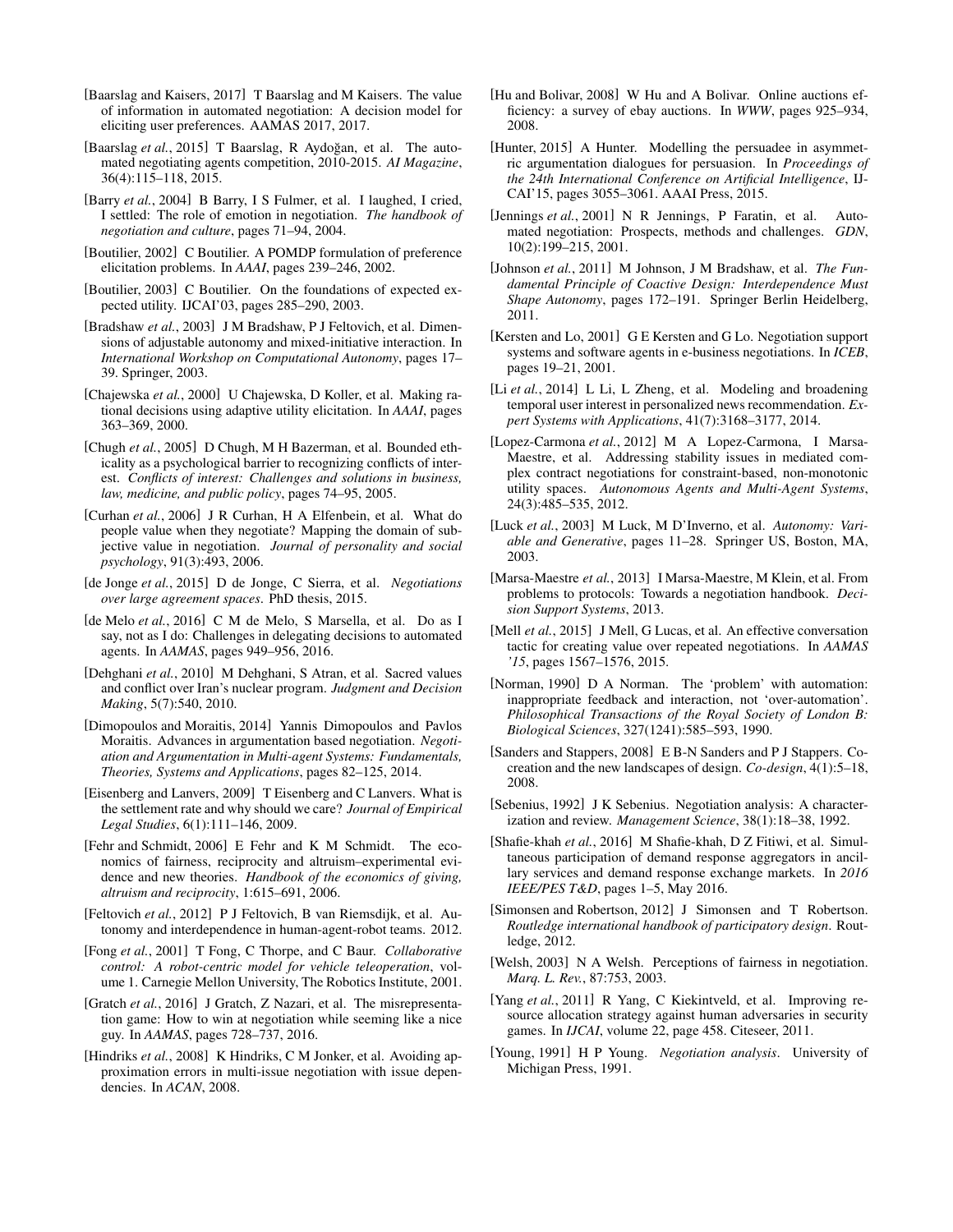[Baarslag and Kaisers, 2017] T Baarslag and M Kaisers. The value of information in automated negotiation: A decision model for eliciting user preferences. AAMAS 2017, 2017.

[Baarslag *et al.*, 2015] T Baarslag, R Aydoğan, et al. The automated negotiating agents competition, 2010-2015. *AI Magazine*, 36(4):115–118, 2015.

[Barry *et al.*, 2004] B Barry, I S Fulmer, et al. I laughed, I cried, I settled: The role of emotion in negotiation. *The handbook of negotiation and culture*, pages 71–94, 2004.

[Boutilier, 2002] C Boutilier. A POMDP formulation of preference elicitation problems. In *AAAI*, pages 239–246, 2002.

[Boutilier, 2003] C Boutilier. On the foundations of expected expected utility. IJCAI'03, pages 285–290, 2003.

[Bradshaw *et al.*, 2003] J M Bradshaw, P J Feltovich, et al. Dimensions of adjustable autonomy and mixed-initiative interaction. In *International Workshop on Computational Autonomy*, pages 17–39. Springer, 2003.

[Chajewska *et al.*, 2000] U Chajewska, D Koller, et al. Making rational decisions using adaptive utility elicitation. In *AAAI*, pages 363–369, 2000.

[Chugh *et al.*, 2005] D Chugh, M H Bazerman, et al. Bounded ethicality as a psychological barrier to recognizing conflicts of interest. *Conflicts of interest: Challenges and solutions in business, law, medicine, and public policy*, pages 74–95, 2005.

[Curhan *et al.*, 2006] J R Curhan, H A Elfenbein, et al. What do people value when they negotiate? Mapping the domain of subjective value in negotiation. *Journal of personality and social psychology*, 91(3):493, 2006.

[de Jonge *et al.*, 2015] D de Jonge, C Sierra, et al. *Negotiations over large agreement spaces*. PhD thesis, 2015.

[de Melo *et al.*, 2016] C M de Melo, S Marsella, et al. Do as I say, not as I do: Challenges in delegating decisions to automated agents. In *AAMAS*, pages 949–956, 2016.

[Dehghani *et al.*, 2010] M Dehghani, S Atran, et al. Sacred values and conflict over Iran's nuclear program. *Judgment and Decision Making*, 5(7):540, 2010.

[Dimopoulos and Moraitis, 2014] Yannis Dimopoulos and Pavlos Moraitis. Advances in argumentation based negotiation. *Negotiation and Argumentation in Multi-agent Systems: Fundamentals, Theories, Systems and Applications*, pages 82–125, 2014.

[Eisenberg and Lanvers, 2009] T Eisenberg and C Lanvers. What is the settlement rate and why should we care? *Journal of Empirical Legal Studies*, 6(1):111–146, 2009.

[Fehr and Schmidt, 2006] E Fehr and K M Schmidt. The economics of fairness, reciprocity and altruism–experimental evidence and new theories. *Handbook of the economics of giving, altruism and reciprocity*, 1:615–691, 2006.

[Feltovich *et al.*, 2012] P J Feltovich, B van Riemsdijk, et al. Autonomy and interdependence in human-agent-robot teams. 2012.

[Fong *et al.*, 2001] T Fong, C Thorpe, and C Baur. *Collaborative control: A robot-centric model for vehicle teleoperation*, volume 1. Carnegie Mellon University, The Robotics Institute, 2001.

[Gratch *et al.*, 2016] J Gratch, Z Nazari, et al. The misrepresentation game: How to win at negotiation while seeming like a nice guy. In *AAMAS*, pages 728–737, 2016.

[Hindriks *et al.*, 2008] K Hindriks, C M Jonker, et al. Avoiding approximation errors in multi-issue negotiation with issue dependencies. In *ACAN*, 2008.

[Hu and Bolivar, 2008] W Hu and A Bolivar. Online auctions efficiency: a survey of ebay auctions. In *WWW*, pages 925–934, 2008.

[Hunter, 2015] A Hunter. Modelling the persuadee in asymmetric argumentation dialogues for persuasion. In *Proceedings of the 24th International Conference on Artificial Intelligence*, IJCAI'15, pages 3055–3061. AAAI Press, 2015.

[Jennings *et al.*, 2001] N R Jennings, P Faratin, et al. Automated negotiation: Prospects, methods and challenges. *GDN*, 10(2):199–215, 2001.

[Johnson *et al.*, 2011] M Johnson, J M Bradshaw, et al. *The Fundamental Principle of Coactive Design: Interdependence Must Shape Autonomy*, pages 172–191. Springer Berlin Heidelberg, 2011.

[Kersten and Lo, 2001] G E Kersten and G Lo. Negotiation support systems and software agents in e-business negotiations. In *ICEB*, pages 19–21, 2001.

[Li *et al.*, 2014] L Li, L Zheng, et al. Modeling and broadening temporal user interest in personalized news recommendation. *Expert Systems with Applications*, 41(7):3168–3177, 2014.

[Lopez-Carmona *et al.*, 2012] M A Lopez-Carmona, I Marsa-Maestre, et al. Addressing stability issues in mediated complex contract negotiations for constraint-based, non-monotonic utility spaces. *Autonomous Agents and Multi-Agent Systems*, 24(3):485–535, 2012.

[Luck *et al.*, 2003] M Luck, M D'Inverno, et al. *Autonomy: Variable and Generative*, pages 11–28. Springer US, Boston, MA, 2003.

[Marsa-Maestre *et al.*, 2013] I Marsa-Maestre, M Klein, et al. From problems to protocols: Towards a negotiation handbook. *Decision Support Systems*, 2013.

[Mell *et al.*, 2015] J Mell, G Lucas, et al. An effective conversation tactic for creating value over repeated negotiations. In *AAMAS '15*, pages 1567–1576, 2015.

[Norman, 1990] D A Norman. The 'problem' with automation: inappropriate feedback and interaction, not 'over-automation'. *Philosophical Transactions of the Royal Society of London B: Biological Sciences*, 327(1241):585–593, 1990.

[Sanders and Stappers, 2008] E B-N Sanders and P J Stappers. Co-creation and the new landscapes of design. *Co-design*, 4(1):5–18, 2008.

[Sebenius, 1992] J K Sebenius. Negotiation analysis: A characterization and review. *Management Science*, 38(1):18–38, 1992.

[Shafie-khah *et al.*, 2016] M Shafie-khah, D Z Fitiwi, et al. Simultaneous participation of demand response aggregators in ancillary services and demand response exchange markets. In *2016 IEEE/PES T&D*, pages 1–5, May 2016.

[Simonsen and Robertson, 2012] J Simonsen and T Robertson. *Routledge international handbook of participatory design*. Routledge, 2012.

[Welsh, 2003] N A Welsh. Perceptions of fairness in negotiation. *Marq. L. Rev.*, 87:753, 2003.

[Yang *et al.*, 2011] R Yang, C Kiekintveld, et al. Improving resource allocation strategy against human adversaries in security games. In *IJCAI*, volume 22, page 458. Citeseer, 2011.

[Young, 1991] H P Young. *Negotiation analysis*. University of Michigan Press, 1991.